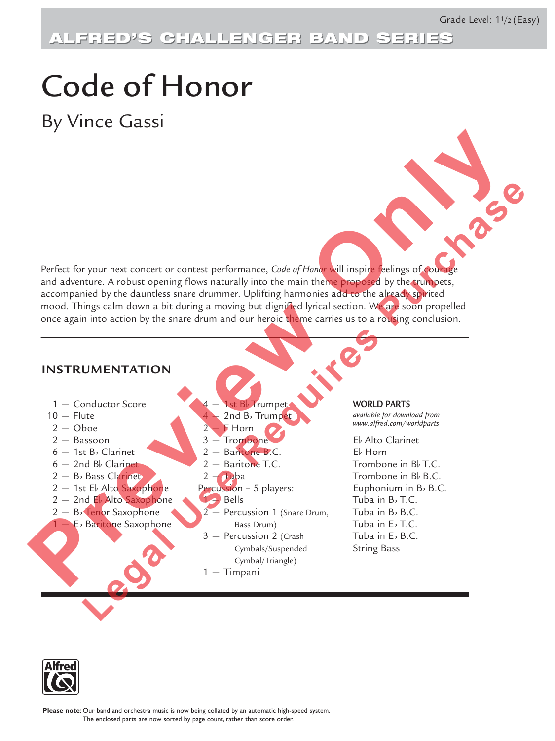Grade Level: 1½ (Easy)

ALFRED'S CHALLENGER BAND SERIES

# Code of Honor

## By Vince Gassi

Perfect for your next concert or contest performance, *Code of Honor* will inspire feelings of courage and adventure. A robust opening flows naturally into the main theme proposed by the trumpets, accompanied by the dauntless snare drummer. Uplifting harmonies add to the already spirited mood. Things calm down a bit during a moving but dignified lyrical section. We are soon propelled once again into action by the snare drum and our heroic theme carries us to a rousing conclusion.

---

### INSTRUMENTATION

- 1 — Conductor Score
- 10 — Flute
- 2 — Oboe
- 2 — Bassoon
- 6 — 1st B♭ Clarinet
- 6 — 2nd B♭ Clarinet
- 2 — B♭ Bass Clarinet
- 2 — 1st E♭ Alto Saxophone
- 2 — 2nd E♭ Alto Saxophone
- 2 — B♭ Tenor Saxophone
- 1 — E♭ Baritone Saxophone
- 4 — 1st B♭ Trumpet
- 4 — 2nd B♭ Trumpet
- 2 — F Horn
- 3 — Trombone
- 2 — Baritone B.C.
- 2 — Baritone T.C.
- 2 — Tuba

Percussion - 5 players:

- 1 — Bells
- 2 — Percussion 1 (Snare Drum, Bass Drum)
- 3 — Percussion 2 (Crash Cymbals/Suspended Cymbal/Triangle)
- 1 — Timpani

**WORLD PARTS**

*available for download from www.alfred.com/worldparts*

- E♭ Alto Clarinet
- E♭ Horn
- Trombone in B♭ T.C.
- Trombone in B♭ B.C.
- Euphonium in B♭ B.C.
- Tuba in B♭ T.C.
- Tuba in B♭ B.C.
- Tuba in E♭ T.C.
- Tuba in E♭ B.C.
- String Bass

**Please note**: Our band and orchestra music is now being collated by an automatic high-speed system. The enclosed parts are now sorted by page count, rather than score order.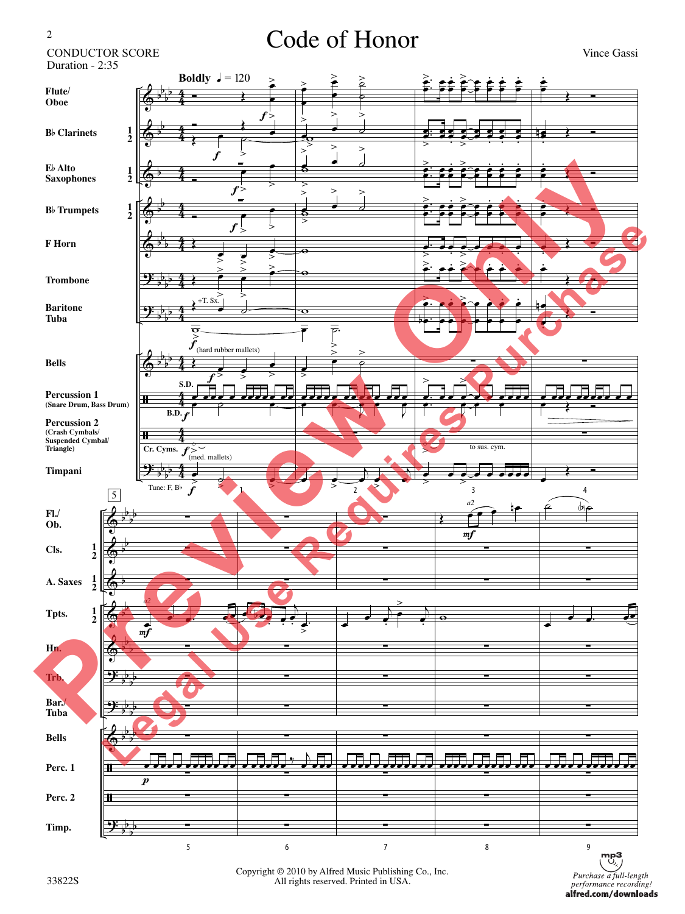# Code of Honor

CONDUCTOR SCORE
Duration - 2:35

Vince Gassi

Copyright © 2010 by Alfred Music Publishing Co., Inc.
All rights reserved. Printed in USA.

33822S

*Purchase a full-length performance recording!*
**alfred.com/downloads**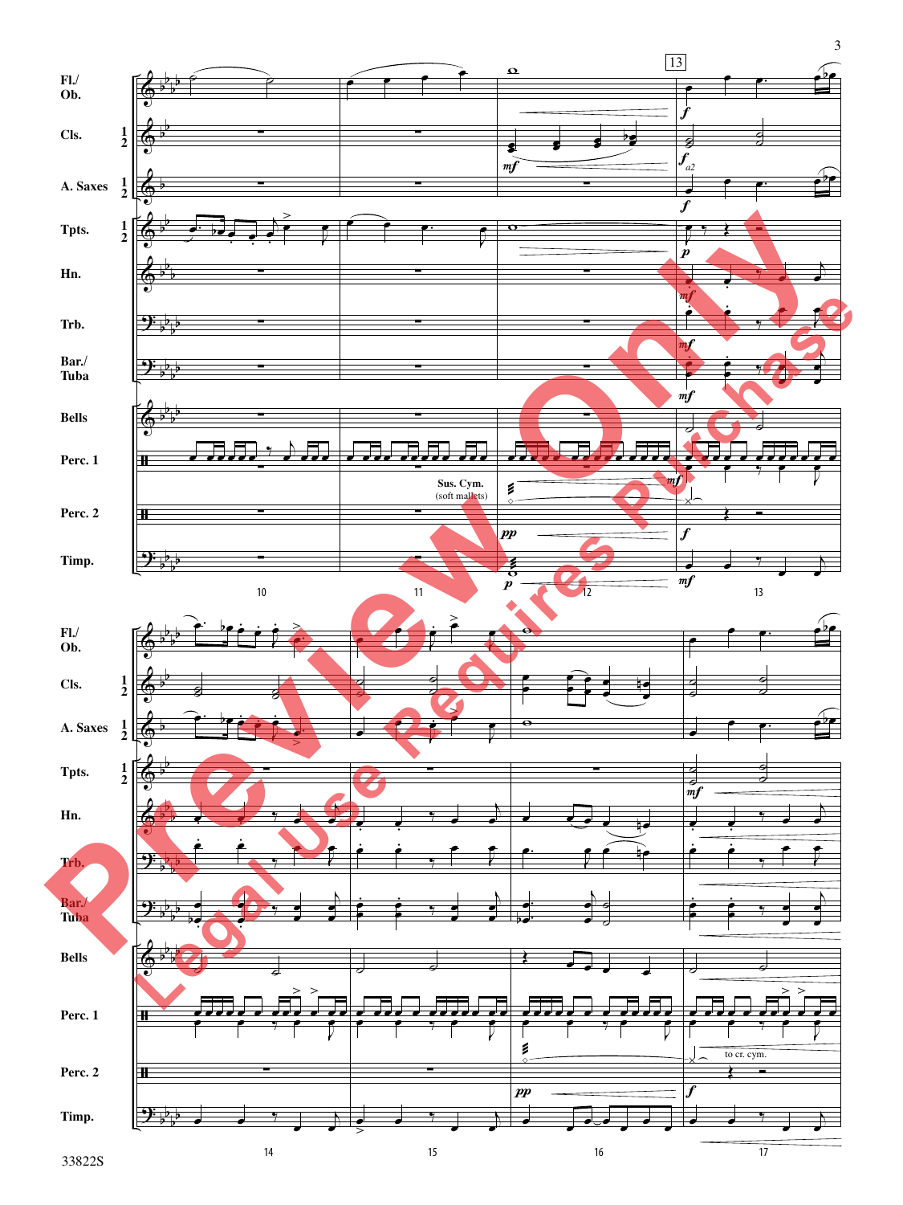Fl./
Ob.

Cls. 1 2

A. Saxes 1 2

Tpts. 1 2

Hn.

Trb.

Bar./
Tuba

Bells

Perc. 1

Sus. Cym.
(soft mallets)

Perc. 2

to cr. cym.

Timp.

13

*f* *mf* *f* *a2* *p* *mf* *pp* *f* *mf*

Preview Only

Legal Use Requires Purchase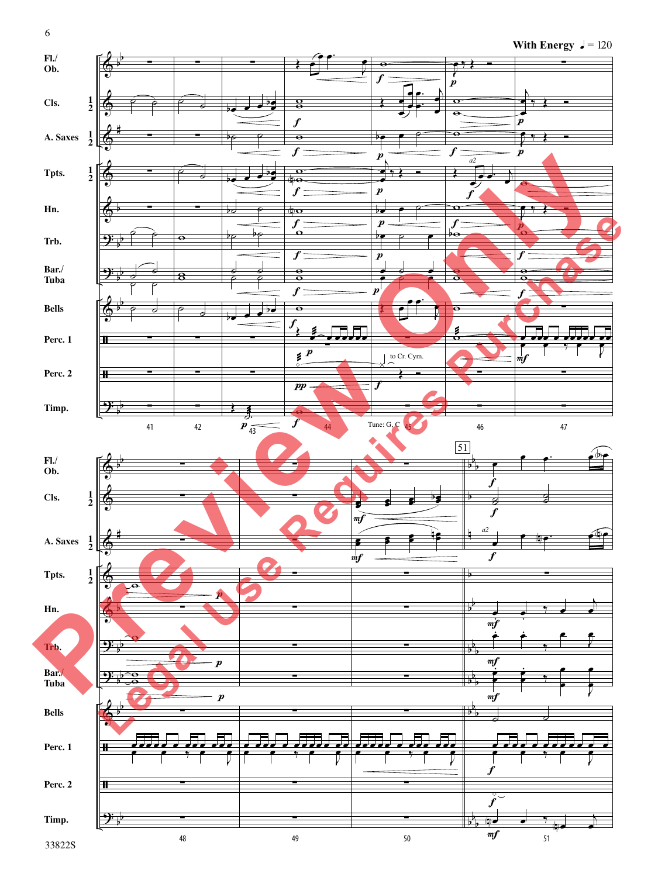**With Energy** ♩= 120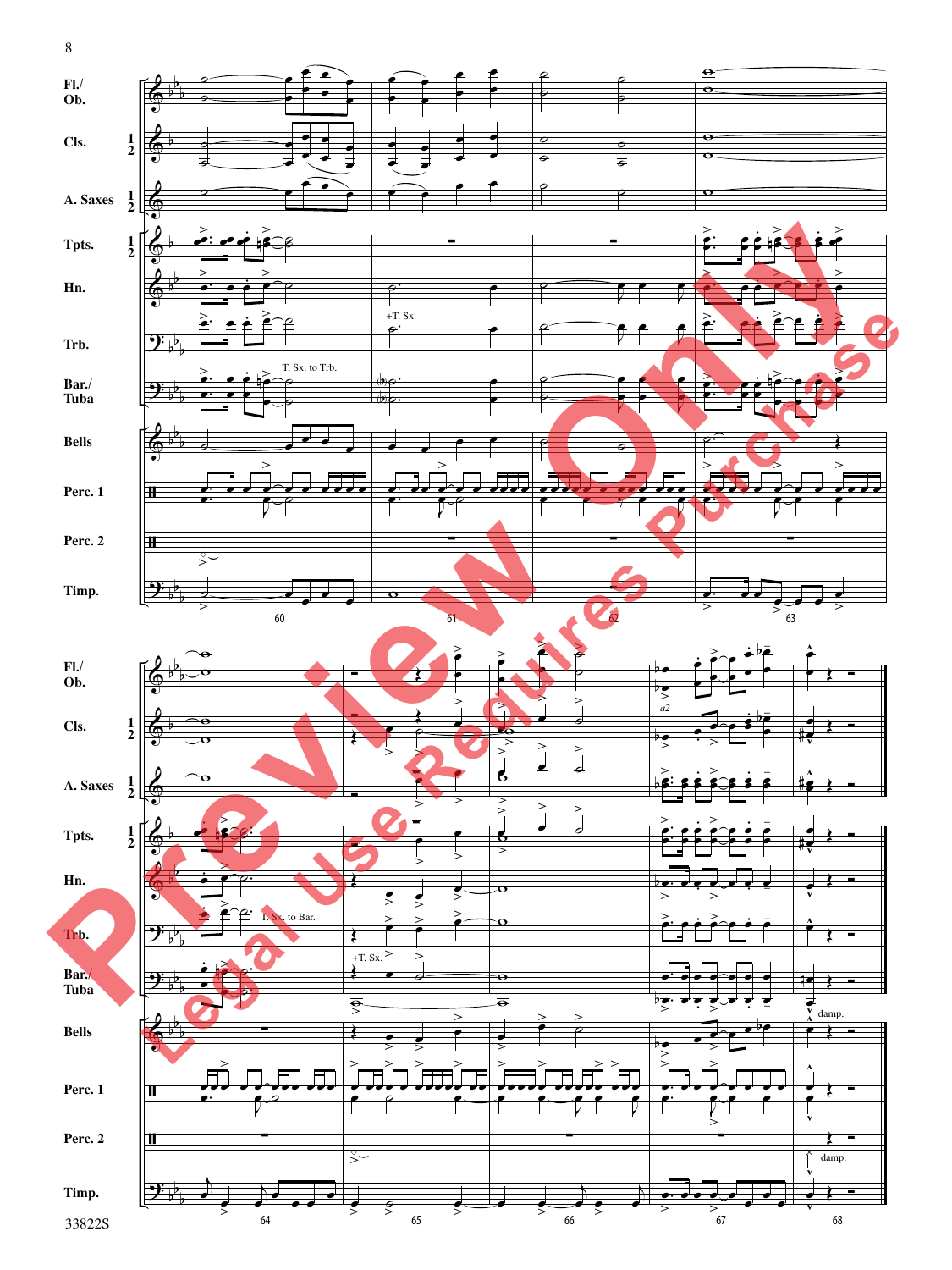Fl./ Ob.

Cls. 1 2

A. Saxes 1 2

Tpts. 1 2

Hn.

Trb.

Bar./ Tuba

Bells

Perc. 1

Perc. 2

Timp.

+T. Sx.

T. Sx. to Trb.

60

61

62

63

Fl./ Ob.

Cls. 1 2

A. Saxes 1 2

Tpts. 1 2

Hn.

Trb.

Bar./ Tuba

Bells

Perc. 1

Perc. 2

Timp.

a2

T. Sx. to Bar.

+T. Sx.

damp.

damp.

64

65

66

67

68

33822S